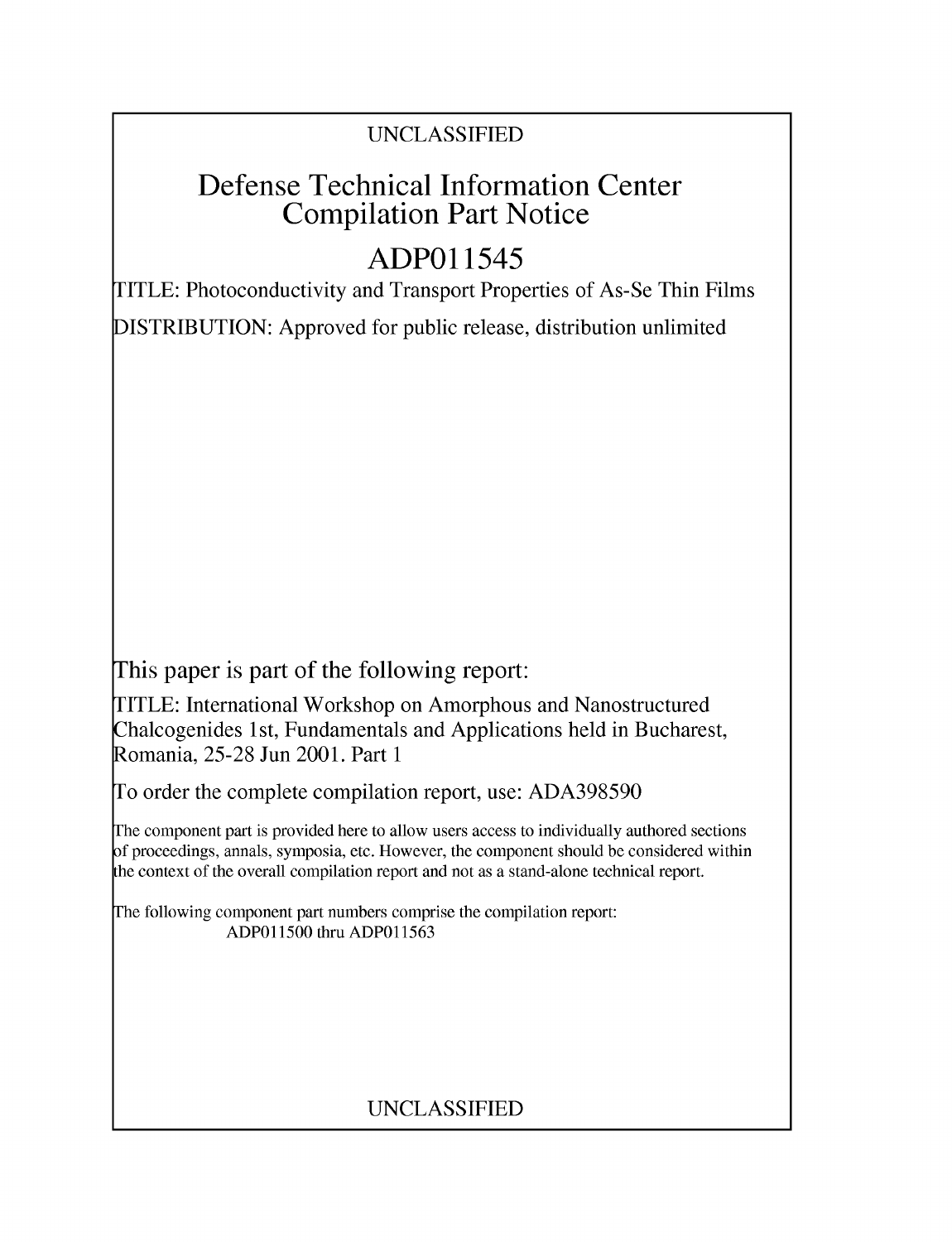UNCLASSIFIED

# Defense Technical Information Center Compilation Part Notice

# ADP011545

TITLE: Photoconductivity and Transport Properties of As-Se Thin Films

DISTRIBUTION: Approved for public release, distribution unlimited

This paper is part of the following report:

TITLE: International Workshop on Amorphous and Nanostructured Chalcogenides 1st, Fundamentals and Applications held in Bucharest, Romania, 25-28 Jun 2001. Part 1

To order the complete compilation report, use: ADA398590

The component part is provided here to allow users access to individually authored sections of proceedings, annals, symposia, etc. However, the component should be considered within the context of the overall compilation report and not as a stand-alone technical report.

The following component part numbers comprise the compilation report:
ADP011500 thru ADP011563

UNCLASSIFIED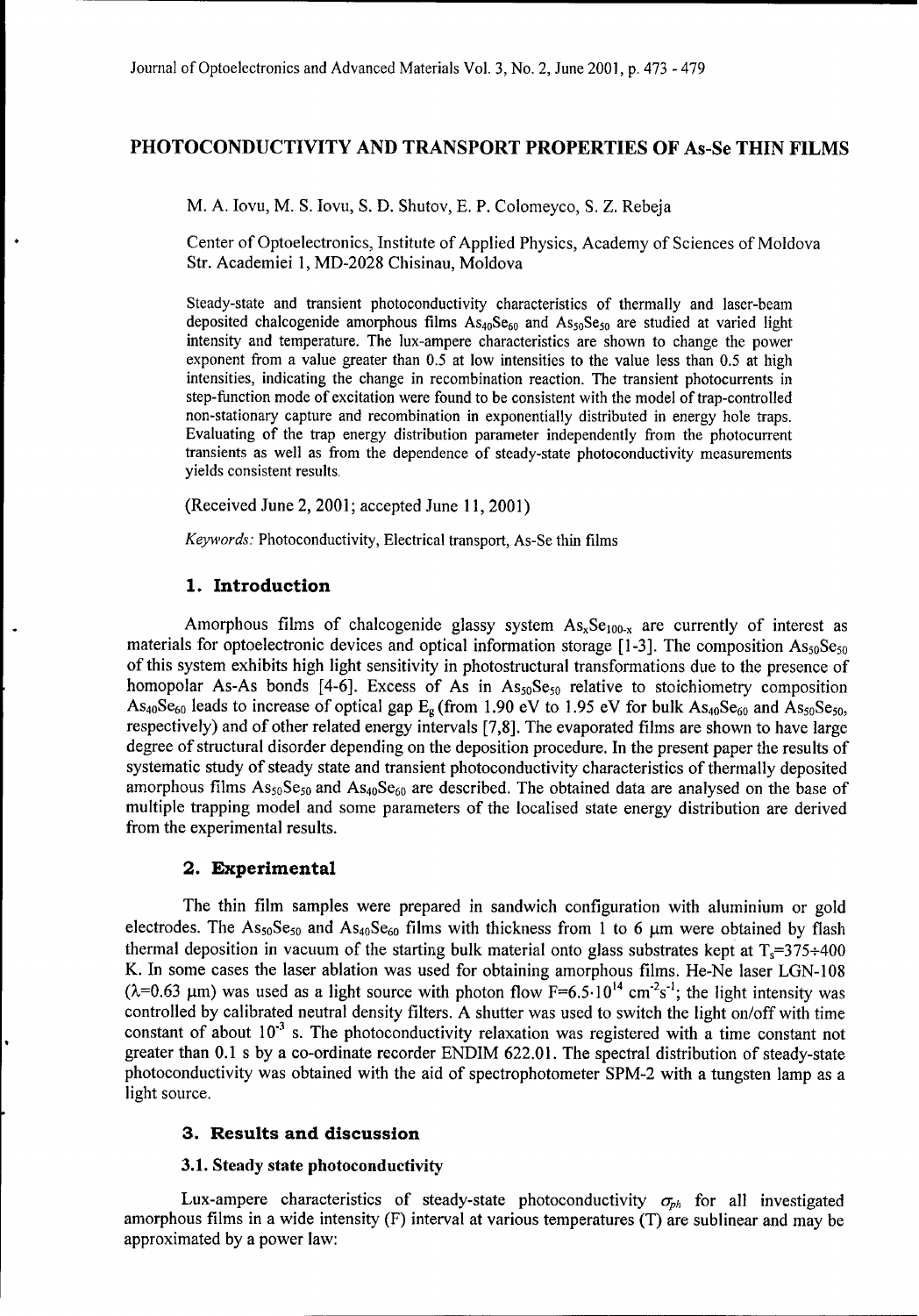# PHOTOCONDUCTIVITY AND TRANSPORT PROPERTIES OF As-Se THIN FILMS

M. A. Iovu, M. S. Iovu, S. D. Shutov, E. P. Colomeyco, S. Z. Rebeja

Center of Optoelectronics, Institute of Applied Physics, Academy of Sciences of Moldova
Str. Academiei 1, MD-2028 Chisinau, Moldova

Steady-state and transient photoconductivity characteristics of thermally and laser-beam deposited chalcogenide amorphous films $As_{40}Se_{60}$ and $As_{50}Se_{50}$ are studied at varied light intensity and temperature. The lux-ampere characteristics are shown to change the power exponent from a value greater than 0.5 at low intensities to the value less than 0.5 at high intensities, indicating the change in recombination reaction. The transient photocurrents in step-function mode of excitation were found to be consistent with the model of trap-controlled non-stationary capture and recombination in exponentially distributed in energy hole traps. Evaluating of the trap energy distribution parameter independently from the photocurrent transients as well as from the dependence of steady-state photoconductivity measurements yields consistent results.

(Received June 2, 2001; accepted June 11, 2001)

*Keywords:* Photoconductivity, Electrical transport, As-Se thin films

## 1. Introduction

Amorphous films of chalcogenide glassy system $As_xSe_{100-x}$ are currently of interest as materials for optoelectronic devices and optical information storage [1-3]. The composition $As_{50}Se_{50}$ of this system exhibits high light sensitivity in photostructural transformations due to the presence of homopolar As-As bonds [4-6]. Excess of As in $As_{50}Se_{50}$ relative to stoichiometry composition $As_{40}Se_{60}$ leads to increase of optical gap $E_g$ (from 1.90 eV to 1.95 eV for bulk $As_{40}Se_{60}$ and $As_{50}Se_{50}$, respectively) and of other related energy intervals [7,8]. The evaporated films are shown to have large degree of structural disorder depending on the deposition procedure. In the present paper the results of systematic study of steady state and transient photoconductivity characteristics of thermally deposited amorphous films $As_{50}Se_{50}$ and $As_{40}Se_{60}$ are described. The obtained data are analysed on the base of multiple trapping model and some parameters of the localised state energy distribution are derived from the experimental results.

## 2. Experimental

The thin film samples were prepared in sandwich configuration with aluminium or gold electrodes. The $As_{50}Se_{50}$ and $As_{40}Se_{60}$ films with thickness from 1 to 6 μm were obtained by flash thermal deposition in vacuum of the starting bulk material onto glass substrates kept at $T_s$=375÷400 K. In some cases the laser ablation was used for obtaining amorphous films. He-Ne laser LGN-108 ($\lambda$=0.63 μm) was used as a light source with photon flow $F=6.5\cdot10^{14}$ $cm^{-2}s^{-1}$; the light intensity was controlled by calibrated neutral density filters. A shutter was used to switch the light on/off with time constant of about $10^{-3}$ s. The photoconductivity relaxation was registered with a time constant not greater than 0.1 s by a co-ordinate recorder ENDIM 622.01. The spectral distribution of steady-state photoconductivity was obtained with the aid of spectrophotometer SPM-2 with a tungsten lamp as a light source.

## 3. Results and discussion

### 3.1. Steady state photoconductivity

Lux-ampere characteristics of steady-state photoconductivity $\sigma_{ph}$ for all investigated amorphous films in a wide intensity (F) interval at various temperatures (T) are sublinear and may be approximated by a power law: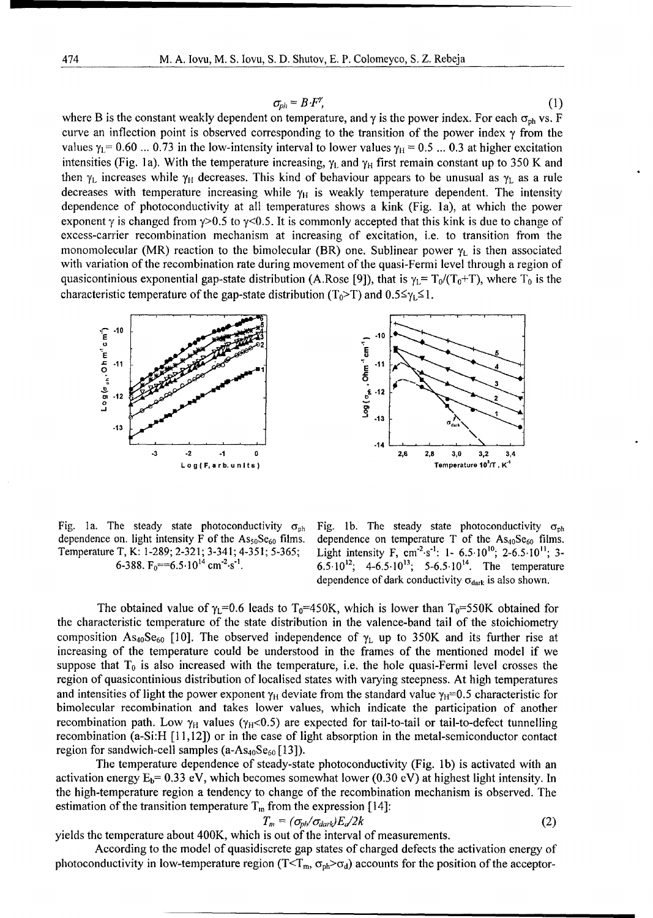$$\sigma_{ph} = B \cdot F^{\gamma}, \tag{1}$$

where B is the constant weakly dependent on temperature, and $\gamma$ is the power index. For each $\sigma_{ph}$ vs. F curve an inflection point is observed corresponding to the transition of the power index $\gamma$ from the values $\gamma_L = 0.60 \ldots 0.73$ in the low-intensity interval to lower values $\gamma_H = 0.5 \ldots 0.3$ at higher excitation intensities (Fig. 1a). With the temperature increasing, $\gamma_L$ and $\gamma_H$ first remain constant up to 350 K and then $\gamma_L$ increases while $\gamma_H$ decreases. This kind of behaviour appears to be unusual as $\gamma_L$ as a rule decreases with temperature increasing while $\gamma_H$ is weakly temperature dependent. The intensity dependence of photoconductivity at all temperatures shows a kink (Fig. 1a), at which the power exponent $\gamma$ is changed from $\gamma>0.5$ to $\gamma<0.5$. It is commonly accepted that this kink is due to change of excess-carrier recombination mechanism at increasing of excitation, i.e. to transition from the monomolecular (MR) reaction to the bimolecular (BR) one. Sublinear power $\gamma_L$ is then associated with variation of the recombination rate during movement of the quasi-Fermi level through a region of quasicontinious exponential gap-state distribution (A.Rose [9]), that is $\gamma_L = T_0/(T_0+T)$, where $T_0$ is the characteristic temperature of the gap-state distribution ($T_0>T$) and $0.5 \le \gamma_L \le 1$.

Fig. 1a. The steady state photoconductivity $\sigma_{ph}$ dependence on. light intensity F of the $As_{50}Se_{60}$ films. Temperature T, K: 1-289; 2-321; 3-341; 4-351; 5-365; 6-388. $F_0 = 6.5 \cdot 10^{14}$ cm$^{-2}$·s$^{-1}$.

Fig. 1b. The steady state photoconductivity $\sigma_{ph}$ dependence on temperature T of the $As_{40}Se_{60}$ films. Light intensity F, cm$^{-2}$·s$^{-1}$: 1- $6.5 \cdot 10^{10}$; 2-$6.5 \cdot 10^{11}$; 3-$6.5 \cdot 10^{12}$; 4-$6.5 \cdot 10^{13}$; 5-$6.5 \cdot 10^{14}$. The temperature dependence of dark conductivity $\sigma_{dark}$ is also shown.

The obtained value of $\gamma_L=0.6$ leads to $T_0=450$K, which is lower than $T_0=550$K obtained for the characteristic temperature of the state distribution in the valence-band tail of the stoichiometry composition $As_{40}Se_{60}$ [10]. The observed independence of $\gamma_L$ up to 350K and its further rise at increasing of the temperature could be understood in the frames of the mentioned model if we suppose that $T_0$ is also increased with the temperature, i.e. the hole quasi-Fermi level crosses the region of quasicontinious distribution of localised states with varying steepness. At high temperatures and intensities of light the power exponent $\gamma_H$ deviate from the standard value $\gamma_H=0.5$ characteristic for bimolecular recombination and takes lower values, which indicate the participation of another recombination path. Low $\gamma_H$ values ($\gamma_H<0.5$) are expected for tail-to-tail or tail-to-defect tunnelling recombination (a-Si:H [11,12]) or in the case of light absorption in the metal-semiconductor contact region for sandwich-cell samples (a-$As_{40}Se_{60}$ [13]).

The temperature dependence of steady-state photoconductivity (Fig. 1b) is activated with an activation energy $E_b= 0.33$ eV, which becomes somewhat lower (0.30 eV) at highest light intensity. In the high-temperature region a tendency to change of the recombination mechanism is observed. The estimation of the transition temperature $T_m$ from the expression [14]:

$$T_m = (\sigma_{ph}/\sigma_{dark})E_d/2k \tag{2}$$

yields the temperature about 400K, which is out of the interval of measurements.

According to the model of quasidiscrete gap states of charged defects the activation energy of photoconductivity in low-temperature region ($T<T_m$, $\sigma_{ph}>\sigma_d$) accounts for the position of the acceptor-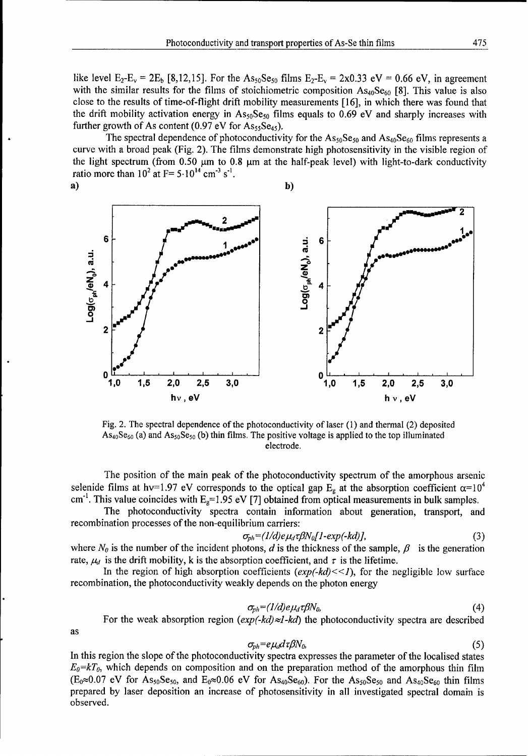like level $E_2$-$E_v$ = $2E_b$ [8,12,15]. For the $As_{50}Se_{50}$ films $E_2$-$E_v$ = 2x0.33 eV = 0.66 eV, in agreement with the similar results for the films of stoichiometric composition $As_{40}Se_{60}$ [8]. This value is also close to the results of time-of-flight drift mobility measurements [16], in which there was found that the drift mobility activation energy in $As_{50}Se_{50}$ films equals to 0.69 eV and sharply increases with further growth of As content (0.97 eV for $As_{55}Se_{45}$).

The spectral dependence of photoconductivity for the $As_{50}Se_{50}$ and $As_{40}Se_{60}$ films represents a curve with a broad peak (Fig. 2). The films demonstrate high photosensitivity in the visible region of the light spectrum (from 0.50 μm to 0.8 μm at the half-peak level) with light-to-dark conductivity ratio more than $10^2$ at $F = 5 \cdot 10^{14}$ $cm^{-3}$ $s^{-1}$.

Fig. 2. The spectral dependence of the photoconductivity of laser (1) and thermal (2) deposited $As_{40}Se_{60}$ (a) and $As_{50}Se_{50}$ (b) thin films. The positive voltage is applied to the top illuminated electrode.

The position of the main peak of the photoconductivity spectrum of the amorphous arsenic selenide films at hν=1.97 eV corresponds to the optical gap $E_g$ at the absorption coefficient $\alpha=10^4$ $cm^{-1}$. This value coincides with $E_g$=1.95 eV [7] obtained from optical measurements in bulk samples.

The photoconductivity spectra contain information about generation, transport, and recombination processes of the non-equilibrium carriers:

$$\sigma_{ph}=(1/d)e\mu_d\tau\beta N_0[1-\exp(-kd)], \tag{3}$$

where $N_0$ is the number of the incident photons, $d$ is the thickness of the sample, $\beta$ is the generation rate, $\mu_d$ is the drift mobility, k is the absorption coefficient, and $\tau$ is the lifetime.

In the region of high absorption coefficients ($\exp(-kd)<<1$), for the negligible low surface recombination, the photoconductivity weakly depends on the photon energy

$$\sigma_{ph}=(1/d)e\mu_d\tau\beta N_0, \tag{4}$$

For the weak absorption region ($\exp(-kd)\approx 1-kd$) the photoconductivity spectra are described as

$$\sigma_{ph}=e\mu_d d\tau\beta N_0, \tag{5}$$

In this region the slope of the photoconductivity spectra expresses the parameter of the localised states $E_0=kT_0$, which depends on composition and on the preparation method of the amorphous thin film ($E_0\approx$0.07 eV for $As_{50}Se_{50}$, and $E_0\approx$0.06 eV for $As_{40}Se_{60}$). For the $As_{50}Se_{50}$ and $As_{40}Se_{60}$ thin films prepared by laser deposition an increase of photosensitivity in all investigated spectral domain is observed.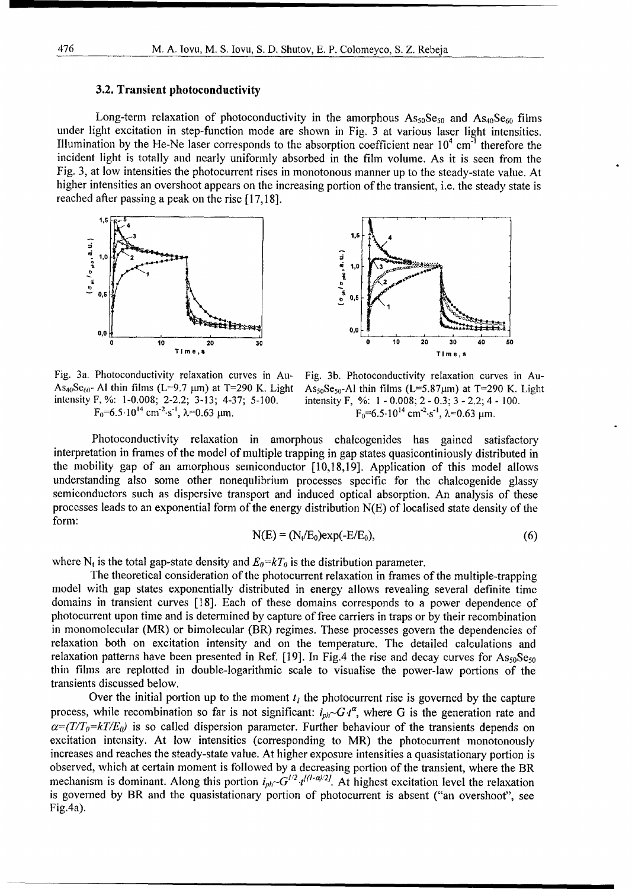### 3.2. Transient photoconductivity

Long-term relaxation of photoconductivity in the amorphous $As_{50}Se_{50}$ and $As_{40}Se_{60}$ films under light excitation in step-function mode are shown in Fig. 3 at various laser light intensities. Illumination by the He-Ne laser corresponds to the absorption coefficient near $10^4$ cm$^{-1}$ therefore the incident light is totally and nearly uniformly absorbed in the film volume. As it is seen from the Fig. 3, at low intensities the photocurrent rises in monotonous manner up to the steady-state value. At higher intensities an overshoot appears on the increasing portion of the transient, i.e. the steady state is reached after passing a peak on the rise [17,18].

Fig. 3a. Photoconductivity relaxation curves in Au-$As_{40}Se_{60}$- Al thin films (L=9.7 μm) at T=290 K. Light intensity F, %: 1-0.008; 2-2.2; 3-13; 4-37; 5-100. $F_0=6.5\cdot10^{14}$ cm$^{-2}$·s$^{-1}$, λ=0.63 μm.

Fig. 3b. Photoconductivity relaxation curves in Au-$As_{50}Se_{50}$-Al thin films (L=5.87μm) at T=290 K. Light intensity F, %: 1 - 0.008; 2 - 0.3; 3 - 2.2; 4 - 100. $F_0=6.5\cdot10^{14}$ cm$^{-2}$·s$^{-1}$, λ=0.63 μm.

Photoconductivity relaxation in amorphous chalcogenides has gained satisfactory interpretation in frames of the model of multiple trapping in gap states quasicontiniously distributed in the mobility gap of an amorphous semiconductor [10,18,19]. Application of this model allows understanding also some other nonequlibrium processes specific for the chalcogenide glassy semiconductors such as dispersive transport and induced optical absorption. An analysis of these processes leads to an exponential form of the energy distribution N(E) of localised state density of the form:

$$N(E) = (N_t/E_0)\exp(-E/E_0), \qquad (6)$$

where $N_t$ is the total gap-state density and $E_0=kT_0$ is the distribution parameter.

The theoretical consideration of the photocurrent relaxation in frames of the multiple-trapping model with gap states exponentially distributed in energy allows revealing several definite time domains in transient curves [18]. Each of these domains corresponds to a power dependence of photocurrent upon time and is determined by capture of free carriers in traps or by their recombination in monomolecular (MR) or bimolecular (BR) regimes. These processes govern the dependencies of relaxation both on excitation intensity and on the temperature. The detailed calculations and relaxation patterns have been presented in Ref. [19]. In Fig.4 the rise and decay curves for $As_{50}Se_{50}$ thin films are replotted in double-logarithmic scale to visualise the power-law portions of the transients discussed below.

Over the initial portion up to the moment $t_l$ the photocurrent rise is governed by the capture process, while recombination so far is not significant: $i_{ph}\sim G\cdot t^{\alpha}$, where G is the generation rate and $\alpha=(T/T_0=kT/E_0)$ is so called dispersion parameter. Further behaviour of the transients depends on excitation intensity. At low intensities (corresponding to MR) the photocurrent monotonously increases and reaches the steady-state value. At higher exposure intensities a quasistationary portion is observed, which at certain moment is followed by a decreasing portion of the transient, where the BR mechanism is dominant. Along this portion $i_{ph}\sim G^{1/2}\cdot t^{[(1-\alpha)/2]}$. At highest excitation level the relaxation is governed by BR and the quasistationary portion of photocurrent is absent ("an overshoot", see Fig.4a).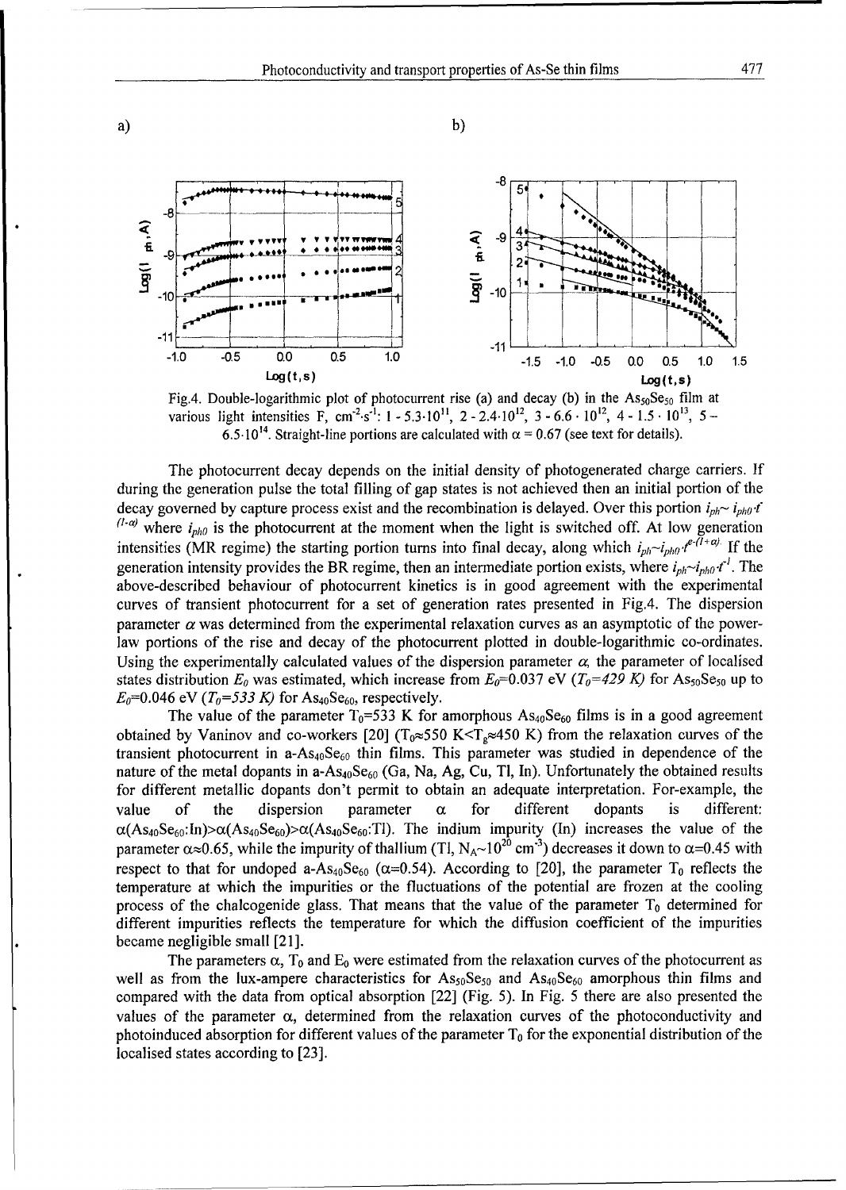a) b)

Fig.4. Double-logarithmic plot of photocurrent rise (a) and decay (b) in the $As_{50}Se_{50}$ film at various light intensities F, $cm^{-2} \cdot s^{-1}$: 1 - $5.3 \cdot 10^{11}$, 2 - $2.4 \cdot 10^{12}$, 3 - $6.6 \cdot 10^{12}$, 4 - $1.5 \cdot 10^{13}$, 5 – $6.5 \cdot 10^{14}$. Straight-line portions are calculated with $\alpha = 0.67$ (see text for details).

The photocurrent decay depends on the initial density of photogenerated charge carriers. If during the generation pulse the total filling of gap states is not achieved then an initial portion of the decay governed by capture process exist and the recombination is delayed. Over this portion $i_{ph} \sim i_{ph0} \cdot t^{(1-\alpha)}$ where $i_{ph0}$ is the photocurrent at the moment when the light is switched off. At low generation intensities (MR regime) the starting portion turns into final decay, along which $i_{ph} \sim i_{ph0} \cdot t^{-(1+\alpha)}$. If the generation intensity provides the BR regime, then an intermediate portion exists, where $i_{ph} \sim i_{ph0} \cdot t^{-1}$. The above-described behaviour of photocurrent kinetics is in good agreement with the experimental curves of transient photocurrent for a set of generation rates presented in Fig.4. The dispersion parameter $\alpha$ was determined from the experimental relaxation curves as an asymptotic of the power-law portions of the rise and decay of the photocurrent plotted in double-logarithmic co-ordinates. Using the experimentally calculated values of the dispersion parameter $\alpha$, the parameter of localised states distribution $E_0$ was estimated, which increase from $E_0$=0.037 eV ($T_0$=429 K) for $As_{50}Se_{50}$ up to $E_0$=0.046 eV ($T_0$=533 K) for $As_{40}Se_{60}$, respectively.

The value of the parameter $T_0$=533 K for amorphous $As_{40}Se_{60}$ films is in a good agreement obtained by Vaninov and co-workers [20] ($T_0 \approx 550$ K<$T_g \approx 450$ K) from the relaxation curves of the transient photocurrent in a-$As_{40}Se_{60}$ thin films. This parameter was studied in dependence of the nature of the metal dopants in a-$As_{40}Se_{60}$ (Ga, Na, Ag, Cu, Tl, In). Unfortunately the obtained results for different metallic dopants don't permit to obtain an adequate interpretation. For-example, the value of the dispersion parameter $\alpha$ for different dopants is different: $\alpha(As_{40}Se_{60}{:}In) > \alpha(As_{40}Se_{60}) > \alpha(As_{40}Se_{60}{:}Tl)$. The indium impurity (In) increases the value of the parameter $\alpha \approx 0.65$, while the impurity of thallium (Tl, $N_A \sim 10^{20}$ $cm^{-3}$) decreases it down to $\alpha$=0.45 with respect to that for undoped a-$As_{40}Se_{60}$ ($\alpha$=0.54). According to [20], the parameter $T_0$ reflects the temperature at which the impurities or the fluctuations of the potential are frozen at the cooling process of the chalcogenide glass. That means that the value of the parameter $T_0$ determined for different impurities reflects the temperature for which the diffusion coefficient of the impurities became negligible small [21].

The parameters $\alpha$, $T_0$ and $E_0$ were estimated from the relaxation curves of the photocurrent as well as from the lux-ampere characteristics for $As_{50}Se_{50}$ and $As_{40}Se_{60}$ amorphous thin films and compared with the data from optical absorption [22] (Fig. 5). In Fig. 5 there are also presented the values of the parameter $\alpha$, determined from the relaxation curves of the photoconductivity and photoinduced absorption for different values of the parameter $T_0$ for the exponential distribution of the localised states according to [23].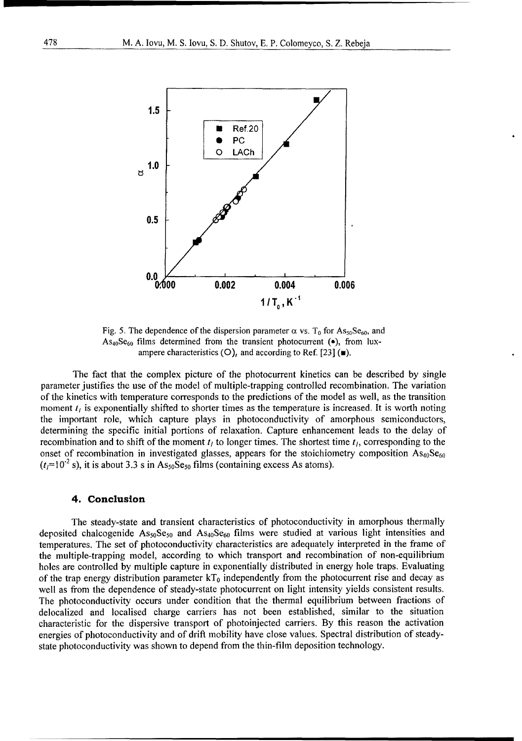Fig. 5. The dependence of the dispersion parameter $\alpha$ vs. $T_0$ for $As_{50}Se_{60}$, and $As_{40}Se_{60}$ films determined from the transient photocurrent (•), from lux-ampere characteristics (O), and according to Ref. [23] (■).

The fact that the complex picture of the photocurrent kinetics can be described by single parameter justifies the use of the model of multiple-trapping controlled recombination. The variation of the kinetics with temperature corresponds to the predictions of the model as well, as the transition moment $t_l$ is exponentially shifted to shorter times as the temperature is increased. It is worth noting the important role, which capture plays in photoconductivity of amorphous semiconductors, determining the specific initial portions of relaxation. Capture enhancement leads to the delay of recombination and to shift of the moment $t_l$ to longer times. The shortest time $t_l$, corresponding to the onset of recombination in investigated glasses, appears for the stoichiometry composition $As_{40}Se_{60}$ ($t_l$=$10^{-2}$ s), it is about 3.3 s in $As_{50}Se_{50}$ films (containing excess As atoms).

## 4. Conclusion

The steady-state and transient characteristics of photoconductivity in amorphous thermally deposited chalcogenide $As_{50}Se_{50}$ and $As_{40}Se_{60}$ films were studied at various light intensities and temperatures. The set of photoconductivity characteristics are adequately interpreted in the frame of the multiple-trapping model, according to which transport and recombination of non-equilibrium holes are controlled by multiple capture in exponentially distributed in energy hole traps. Evaluating of the trap energy distribution parameter $kT_0$ independently from the photocurrent rise and decay as well as from the dependence of steady-state photocurrent on light intensity yields consistent results. The photoconductivity occurs under condition that the thermal equilibrium between fractions of delocalized and localised charge carriers has not been established, similar to the situation characteristic for the dispersive transport of photoinjected carriers. By this reason the activation energies of photoconductivity and of drift mobility have close values. Spectral distribution of steady-state photoconductivity was shown to depend from the thin-film deposition technology.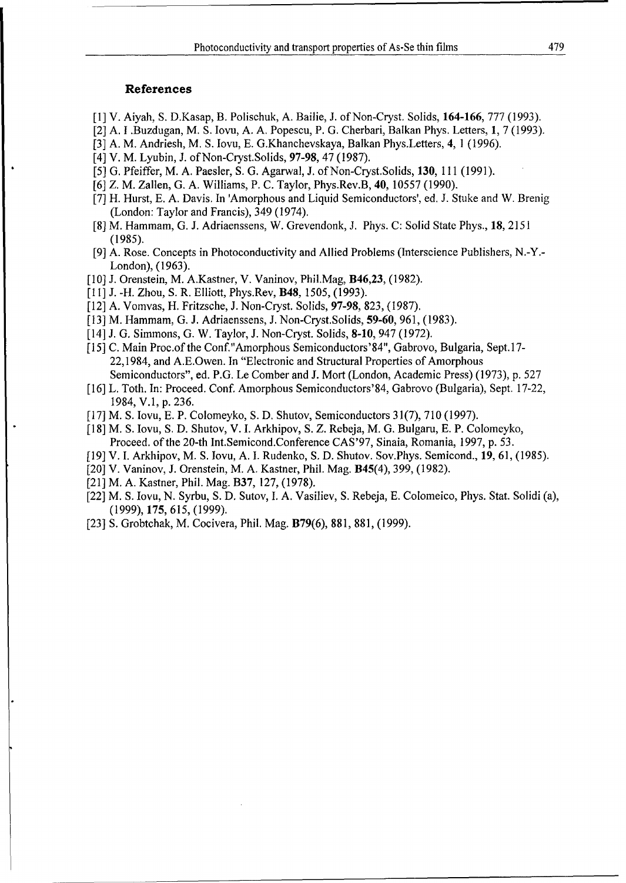## References

[1] V. Aiyah, S. D.Kasap, B. Polischuk, A. Bailie, J. of Non-Cryst. Solids, **164-166**, 777 (1993).

[2] A. I .Buzdugan, M. S. Iovu, A. A. Popescu, P. G. Cherbari, Balkan Phys. Letters, **1**, 7 (1993).

[3] A. M. Andriesh, M. S. Iovu, E. G.Khanchevskaya, Balkan Phys.Letters, **4**, 1 (1996).

[4] V. M. Lyubin, J. of Non-Cryst.Solids, **97-98**, 47 (1987).

[5] G. Pfeiffer, M. A. Paesler, S. G. Agarwal, J. of Non-Cryst.Solids, **130**, 111 (1991).

[6] Z. M. Zallen, G. A. Williams, P. C. Taylor, Phys.Rev.B, **40**, 10557 (1990).

[7] H. Hurst, E. A. Davis. In 'Amorphous and Liquid Semiconductors', ed. J. Stuke and W. Brenig (London: Taylor and Francis), 349 (1974).

[8] M. Hammam, G. J. Adriaenssens, W. Grevendonk, J. Phys. C: Solid State Phys., **18**, 2151 (1985).

[9] A. Rose. Concepts in Photoconductivity and Allied Problems (Interscience Publishers, N.-Y.-London), (1963).

[10] J. Orenstein, M. A.Kastner, V. Vaninov, Phil.Mag, **B46**,**23**, (1982).

[11] J. -H. Zhou, S. R. Elliott, Phys.Rev, **B48**, 1505, (1993).

[12] A. Vomvas, H. Fritzsche, J. Non-Cryst. Solids, **97-98**, 823, (1987).

[13] M. Hammam, G. J. Adriaenssens, J. Non-Cryst.Solids, **59-60**, 961, (1983).

[14] J. G. Simmons, G. W. Taylor, J. Non-Cryst. Solids, **8-10**, 947 (1972).

[15] C. Main Proc.of the Conf."Amorphous Semiconductors'84", Gabrovo, Bulgaria, Sept.17-22,1984, and A.E.Owen. In "Electronic and Structural Properties of Amorphous Semiconductors", ed. P.G. Le Comber and J. Mort (London, Academic Press) (1973), p. 527

[16] L. Toth. In: Proceed. Conf. Amorphous Semiconductors'84, Gabrovo (Bulgaria), Sept. 17-22, 1984, V.1, p. 236.

[17] M. S. Iovu, E. P. Colomeyko, S. D. Shutov, Semiconductors 31(7), 710 (1997).

[18] M. S. Iovu, S. D. Shutov, V. I. Arkhipov, S. Z. Rebeja, M. G. Bulgaru, E. P. Colomeyko, Proceed. of the 20-th Int.Semicond.Conference CAS'97, Sinaia, Romania, 1997, p. 53.

[19] V. I. Arkhipov, M. S. Iovu, A. I. Rudenko, S. D. Shutov. Sov.Phys. Semicond., **19**, 61, (1985).

[20] V. Vaninov, J. Orenstein, M. A. Kastner, Phil. Mag. **B45**(4), 399, (1982).

[21] M. A. Kastner, Phil. Mag. B37, 127, (1978).

[22] M. S. Iovu, N. Syrbu, S. D. Sutov, I. A. Vasiliev, S. Rebeja, E. Colomeico, Phys. Stat. Solidi (a), (1999), **175**, 615, (1999).

[23] S. Grobtchak, M. Cocivera, Phil. Mag. **B79**(6), 881, 881, (1999).